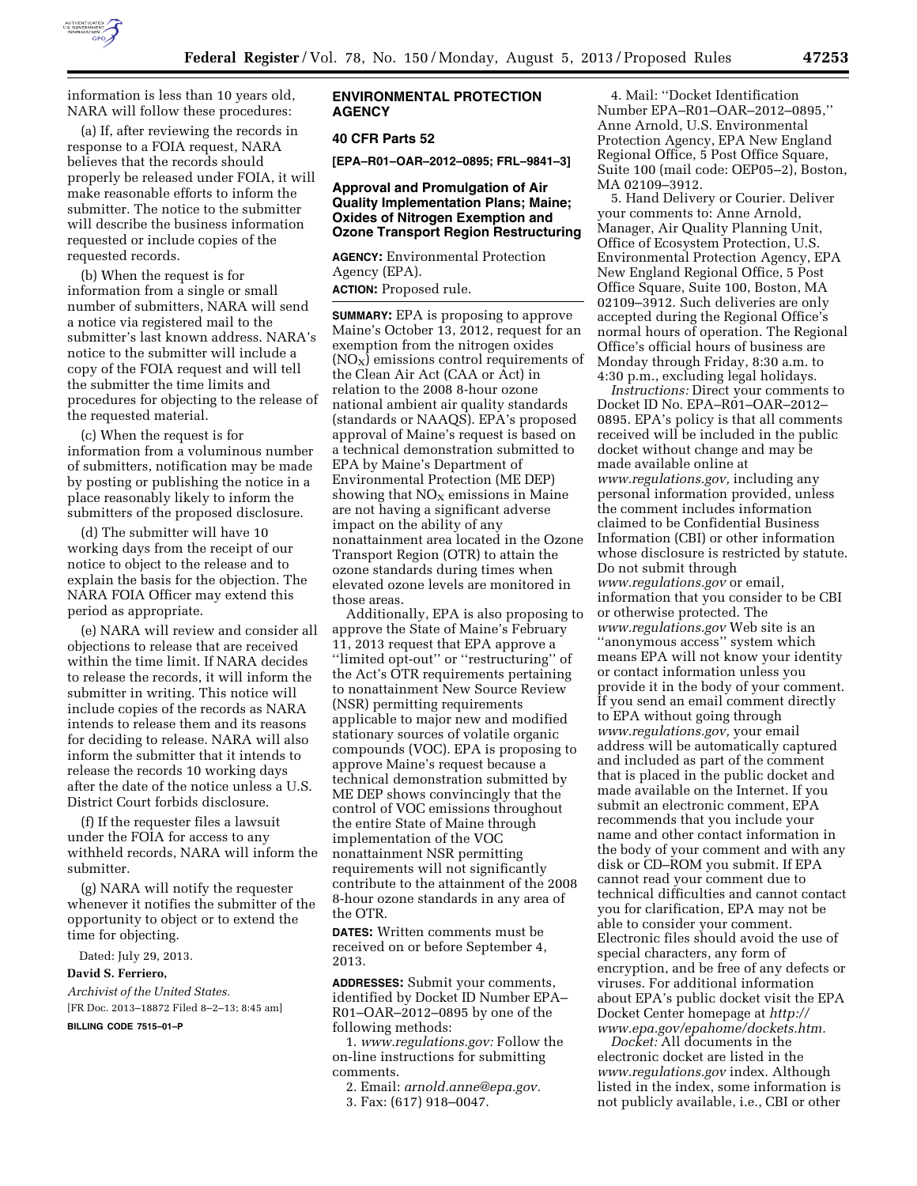information is less than 10 years old, NARA will follow these procedures:

(a) If, after reviewing the records in response to a FOIA request, NARA believes that the records should properly be released under FOIA, it will make reasonable efforts to inform the submitter. The notice to the submitter will describe the business information requested or include copies of the requested records.

(b) When the request is for information from a single or small number of submitters, NARA will send a notice via registered mail to the submitter's last known address. NARA's notice to the submitter will include a copy of the FOIA request and will tell the submitter the time limits and procedures for objecting to the release of the requested material.

(c) When the request is for information from a voluminous number of submitters, notification may be made by posting or publishing the notice in a place reasonably likely to inform the submitters of the proposed disclosure.

(d) The submitter will have 10 working days from the receipt of our notice to object to the release and to explain the basis for the objection. The NARA FOIA Officer may extend this period as appropriate.

(e) NARA will review and consider all objections to release that are received within the time limit. If NARA decides to release the records, it will inform the submitter in writing. This notice will include copies of the records as NARA intends to release them and its reasons for deciding to release. NARA will also inform the submitter that it intends to release the records 10 working days after the date of the notice unless a U.S. District Court forbids disclosure.

(f) If the requester files a lawsuit under the FOIA for access to any withheld records, NARA will inform the submitter.

(g) NARA will notify the requester whenever it notifies the submitter of the opportunity to object or to extend the time for objecting.

Dated: July 29, 2013.

**David S. Ferriero,**

*Archivist of the United States.*

[FR Doc. 2013–18872 Filed 8–2–13; 8:45 am]

**BILLING CODE 7515–01–P**

## ENVIRONMENTAL PROTECTION AGENCY

### 40 CFR Parts 52

**[EPA–R01–OAR–2012–0895; FRL–9841–3]**

### Approval and Promulgation of Air Quality Implementation Plans; Maine; Oxides of Nitrogen Exemption and Ozone Transport Region Restructuring

**AGENCY:** Environmental Protection Agency (EPA).

**ACTION:** Proposed rule.

**SUMMARY:** EPA is proposing to approve Maine's October 13, 2012, request for an exemption from the nitrogen oxides ($NO_X$) emissions control requirements of the Clean Air Act (CAA or Act) in relation to the 2008 8-hour ozone national ambient air quality standards (standards or NAAQS). EPA's proposed approval of Maine's request is based on a technical demonstration submitted to EPA by Maine's Department of Environmental Protection (ME DEP) showing that $NO_X$ emissions in Maine are not having a significant adverse impact on the ability of any nonattainment area located in the Ozone Transport Region (OTR) to attain the ozone standards during times when elevated ozone levels are monitored in those areas.

Additionally, EPA is also proposing to approve the State of Maine's February 11, 2013 request that EPA approve a ''limited opt-out'' or ''restructuring'' of the Act's OTR requirements pertaining to nonattainment New Source Review (NSR) permitting requirements applicable to major new and modified stationary sources of volatile organic compounds (VOC). EPA is proposing to approve Maine's request because a technical demonstration submitted by ME DEP shows convincingly that the control of VOC emissions throughout the entire State of Maine through implementation of the VOC nonattainment NSR permitting requirements will not significantly contribute to the attainment of the 2008 8-hour ozone standards in any area of the OTR.

**DATES:** Written comments must be received on or before September 4, 2013.

**ADDRESSES:** Submit your comments, identified by Docket ID Number EPA–R01–OAR–2012–0895 by one of the following methods:

1. *www.regulations.gov:* Follow the on-line instructions for submitting comments.

2. Email: *arnold.anne@epa.gov.*

3. Fax: (617) 918–0047.

4. Mail: ''Docket Identification Number EPA–R01–OAR–2012–0895,'' Anne Arnold, U.S. Environmental Protection Agency, EPA New England Regional Office, 5 Post Office Square, Suite 100 (mail code: OEP05–2), Boston, MA 02109–3912.

5. Hand Delivery or Courier. Deliver your comments to: Anne Arnold, Manager, Air Quality Planning Unit, Office of Ecosystem Protection, U.S. Environmental Protection Agency, EPA New England Regional Office, 5 Post Office Square, Suite 100, Boston, MA 02109–3912. Such deliveries are only accepted during the Regional Office's normal hours of operation. The Regional Office's official hours of business are Monday through Friday, 8:30 a.m. to 4:30 p.m., excluding legal holidays.

*Instructions:* Direct your comments to Docket ID No. EPA–R01–OAR–2012–0895. EPA's policy is that all comments received will be included in the public docket without change and may be made available online at *www.regulations.gov,* including any personal information provided, unless the comment includes information claimed to be Confidential Business Information (CBI) or other information whose disclosure is restricted by statute. Do not submit through *www.regulations.gov* or email, information that you consider to be CBI or otherwise protected. The *www.regulations.gov* Web site is an ''anonymous access'' system which means EPA will not know your identity or contact information unless you provide it in the body of your comment. If you send an email comment directly to EPA without going through *www.regulations.gov,* your email address will be automatically captured and included as part of the comment that is placed in the public docket and made available on the Internet. If you submit an electronic comment, EPA recommends that you include your name and other contact information in the body of your comment and with any disk or CD–ROM you submit. If EPA cannot read your comment due to technical difficulties and cannot contact you for clarification, EPA may not be able to consider your comment. Electronic files should avoid the use of special characters, any form of encryption, and be free of any defects or viruses. For additional information about EPA's public docket visit the EPA Docket Center homepage at *http://www.epa.gov/epahome/dockets.htm.*

*Docket:* All documents in the electronic docket are listed in the *www.regulations.gov* index. Although listed in the index, some information is not publicly available, i.e., CBI or other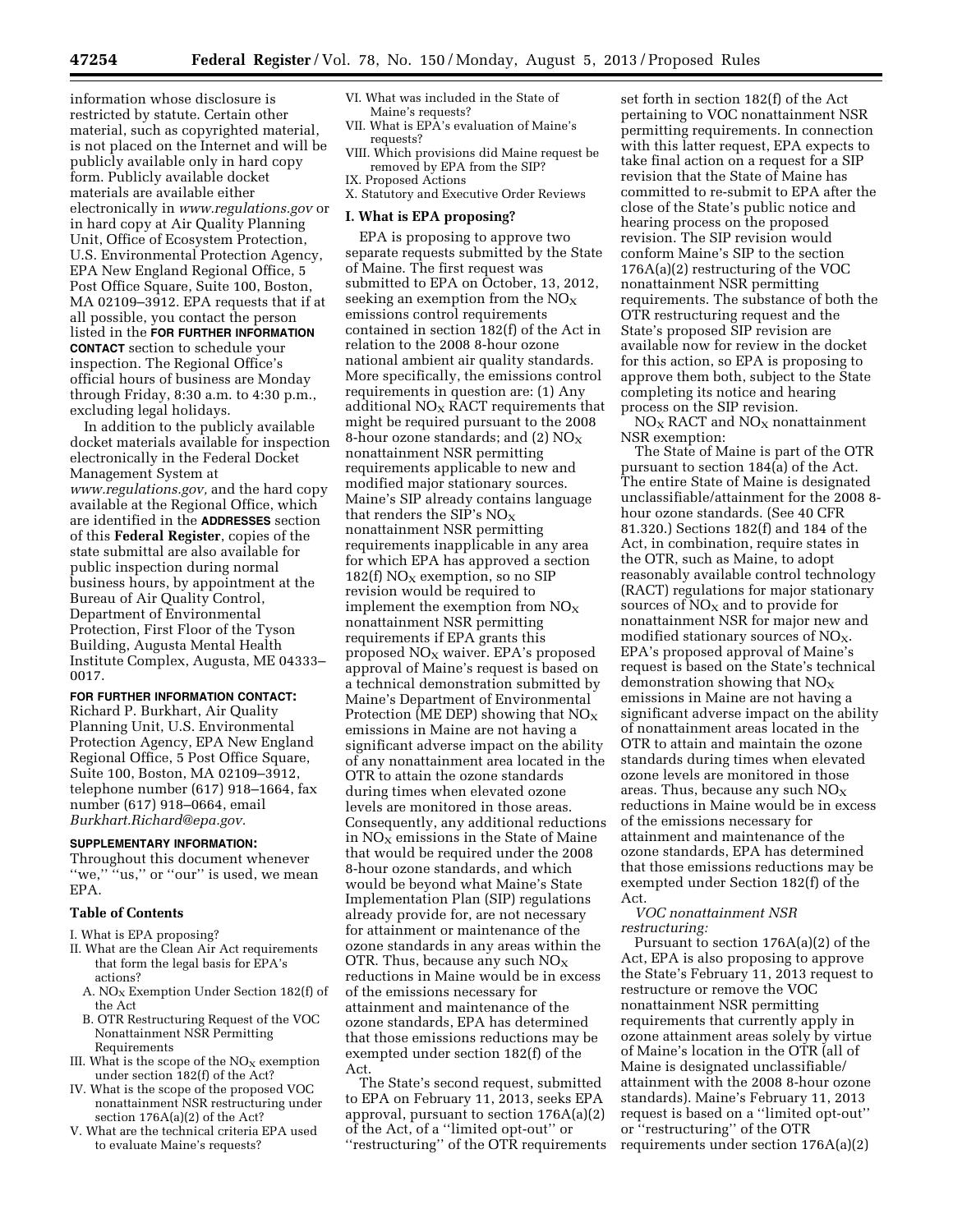information whose disclosure is restricted by statute. Certain other material, such as copyrighted material, is not placed on the Internet and will be publicly available only in hard copy form. Publicly available docket materials are available either electronically in *www.regulations.gov* or in hard copy at Air Quality Planning Unit, Office of Ecosystem Protection, U.S. Environmental Protection Agency, EPA New England Regional Office, 5 Post Office Square, Suite 100, Boston, MA 02109–3912. EPA requests that if at all possible, you contact the person listed in the **FOR FURTHER INFORMATION CONTACT** section to schedule your inspection. The Regional Office's official hours of business are Monday through Friday, 8:30 a.m. to 4:30 p.m., excluding legal holidays.

In addition to the publicly available docket materials available for inspection electronically in the Federal Docket Management System at *www.regulations.gov,* and the hard copy available at the Regional Office, which are identified in the **ADDRESSES** section of this **Federal Register**, copies of the state submittal are also available for public inspection during normal business hours, by appointment at the Bureau of Air Quality Control, Department of Environmental Protection, First Floor of the Tyson Building, Augusta Mental Health Institute Complex, Augusta, ME 04333–0017.

**FOR FURTHER INFORMATION CONTACT:** Richard P. Burkhart, Air Quality Planning Unit, U.S. Environmental Protection Agency, EPA New England Regional Office, 5 Post Office Square, Suite 100, Boston, MA 02109–3912, telephone number (617) 918–1664, fax number (617) 918–0664, email *Burkhart.Richard@epa.gov.*

**SUPPLEMENTARY INFORMATION:** Throughout this document whenever "we," "us," or "our" is used, we mean EPA.

**Table of Contents**

I. What is EPA proposing?
II. What are the Clean Air Act requirements that form the legal basis for EPA's actions?
  A. $NO_X$ Exemption Under Section 182(f) of the Act
  B. OTR Restructuring Request of the VOC Nonattainment NSR Permitting Requirements
III. What is the scope of the $NO_X$ exemption under section 182(f) of the Act?
IV. What is the scope of the proposed VOC nonattainment NSR restructuring under section 176A(a)(2) of the Act?
V. What are the technical criteria EPA used to evaluate Maine's requests?
VI. What was included in the State of Maine's requests?
VII. What is EPA's evaluation of Maine's requests?
VIII. Which provisions did Maine request be removed by EPA from the SIP?
IX. Proposed Actions
X. Statutory and Executive Order Reviews

## I. What is EPA proposing?

EPA is proposing to approve two separate requests submitted by the State of Maine. The first request was submitted to EPA on October, 13, 2012, seeking an exemption from the $NO_X$ emissions control requirements contained in section 182(f) of the Act in relation to the 2008 8-hour ozone national ambient air quality standards. More specifically, the emissions control requirements in question are: (1) Any additional $NO_X$ RACT requirements that might be required pursuant to the 2008 8-hour ozone standards; and (2) $NO_X$ nonattainment NSR permitting requirements applicable to new and modified major stationary sources. Maine's SIP already contains language that renders the SIP's $NO_X$ nonattainment NSR permitting requirements inapplicable in any area for which EPA has approved a section 182(f) $NO_X$ exemption, so no SIP revision would be required to implement the exemption from $NO_X$ nonattainment NSR permitting requirements if EPA grants this proposed $NO_X$ waiver. EPA's proposed approval of Maine's request is based on a technical demonstration submitted by Maine's Department of Environmental Protection (ME DEP) showing that $NO_X$ emissions in Maine are not having a significant adverse impact on the ability of any nonattainment area located in the OTR to attain the ozone standards during times when elevated ozone levels are monitored in those areas. Consequently, any additional reductions in $NO_X$ emissions in the State of Maine that would be required under the 2008 8-hour ozone standards, and which would be beyond what Maine's State Implementation Plan (SIP) regulations already provide for, are not necessary for attainment or maintenance of the ozone standards in any areas within the OTR. Thus, because any such $NO_X$ reductions in Maine would be in excess of the emissions necessary for attainment and maintenance of the ozone standards, EPA has determined that those emissions reductions may be exempted under section 182(f) of the Act.

The State's second request, submitted to EPA on February 11, 2013, seeks EPA approval, pursuant to section 176A(a)(2) of the Act, of a "limited opt-out" or "restructuring" of the OTR requirements set forth in section 182(f) of the Act pertaining to VOC nonattainment NSR permitting requirements. In connection with this latter request, EPA expects to take final action on a request for a SIP revision that the State of Maine has committed to re-submit to EPA after the close of the State's public notice and hearing process on the proposed revision. The SIP revision would conform Maine's SIP to the section 176A(a)(2) restructuring of the VOC nonattainment NSR permitting requirements. The substance of both the OTR restructuring request and the State's proposed SIP revision are available now for review in the docket for this action, so EPA is proposing to approve them both, subject to the State completing its notice and hearing process on the SIP revision.

$NO_X$ RACT and $NO_X$ nonattainment NSR exemption:

The State of Maine is part of the OTR pursuant to section 184(a) of the Act. The entire State of Maine is designated unclassifiable/attainment for the 2008 8-hour ozone standards. (See 40 CFR 81.320.) Sections 182(f) and 184 of the Act, in combination, require states in the OTR, such as Maine, to adopt reasonably available control technology (RACT) regulations for major stationary sources of $NO_X$ and to provide for nonattainment NSR for major new and modified stationary sources of $NO_X$. EPA's proposed approval of Maine's request is based on the State's technical demonstration showing that $NO_X$ emissions in Maine are not having a significant adverse impact on the ability of nonattainment areas located in the OTR to attain and maintain the ozone standards during times when elevated ozone levels are monitored in those areas. Thus, because any such $NO_X$ reductions in Maine would be in excess of the emissions necessary for attainment and maintenance of the ozone standards, EPA has determined that those emissions reductions may be exempted under Section 182(f) of the Act.

*VOC nonattainment NSR restructuring:*

Pursuant to section 176A(a)(2) of the Act, EPA is also proposing to approve the State's February 11, 2013 request to restructure or remove the VOC nonattainment NSR permitting requirements that currently apply in ozone attainment areas solely by virtue of Maine's location in the OTR (all of Maine is designated unclassifiable/attainment with the 2008 8-hour ozone standards). Maine's February 11, 2013 request is based on a "limited opt-out" or "restructuring" of the OTR requirements under section 176A(a)(2)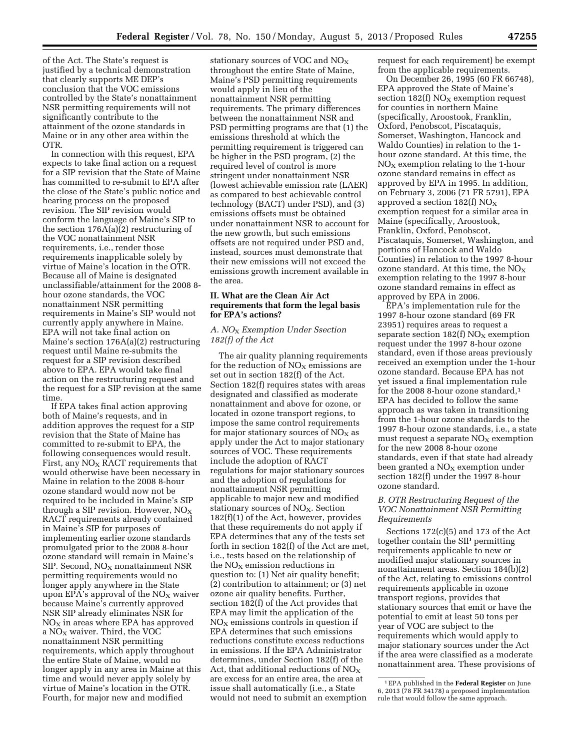of the Act. The State's request is justified by a technical demonstration that clearly supports ME DEP's conclusion that the VOC emissions controlled by the State's nonattainment NSR permitting requirements will not significantly contribute to the attainment of the ozone standards in Maine or in any other area within the OTR.

In connection with this request, EPA expects to take final action on a request for a SIP revision that the State of Maine has committed to re-submit to EPA after the close of the State's public notice and hearing process on the proposed revision. The SIP revision would conform the language of Maine's SIP to the section 176A(a)(2) restructuring of the VOC nonattainment NSR requirements, i.e., render those requirements inapplicable solely by virtue of Maine's location in the OTR. Because all of Maine is designated unclassifiable/attainment for the 2008 8-hour ozone standards, the VOC nonattainment NSR permitting requirements in Maine's SIP would not currently apply anywhere in Maine. EPA will not take final action on Maine's section 176A(a)(2) restructuring request until Maine re-submits the request for a SIP revision described above to EPA. EPA would take final action on the restructuring request and the request for a SIP revision at the same time.

If EPA takes final action approving both of Maine's requests, and in addition approves the request for a SIP revision that the State of Maine has committed to re-submit to EPA, the following consequences would result. First, any $NO_X$ RACT requirements that would otherwise have been necessary in Maine in relation to the 2008 8-hour ozone standard would now not be required to be included in Maine's SIP through a SIP revision. However, $NO_X$ RACT requirements already contained in Maine's SIP for purposes of implementing earlier ozone standards promulgated prior to the 2008 8-hour ozone standard will remain in Maine's SIP. Second, $NO_X$ nonattainment NSR permitting requirements would no longer apply anywhere in the State upon EPA's approval of the $NO_X$ waiver because Maine's currently approved NSR SIP already eliminates NSR for $NO_X$ in areas where EPA has approved a $NO_X$ waiver. Third, the VOC nonattainment NSR permitting requirements, which apply throughout the entire State of Maine, would no longer apply in any area in Maine at this time and would never apply solely by virtue of Maine's location in the OTR. Fourth, for major new and modified stationary sources of VOC and $NO_X$ throughout the entire State of Maine, Maine's PSD permitting requirements would apply in lieu of the nonattainment NSR permitting requirements. The primary differences between the nonattainment NSR and PSD permitting programs are that (1) the emissions threshold at which the permitting requirement is triggered can be higher in the PSD program, (2) the required level of control is more stringent under nonattainment NSR (lowest achievable emission rate (LAER) as compared to best achievable control technology (BACT) under PSD), and (3) emissions offsets must be obtained under nonattainment NSR to account for the new growth, but such emissions offsets are not required under PSD and, instead, sources must demonstrate that their new emissions will not exceed the emissions growth increment available in the area.

## II. What are the Clean Air Act requirements that form the legal basis for EPA's actions?

### *A. $NO_X$ Exemption Under Ssection 182(f) of the Act*

The air quality planning requirements for the reduction of $NO_X$ emissions are set out in section 182(f) of the Act. Section 182(f) requires states with areas designated and classified as moderate nonattainment and above for ozone, or located in ozone transport regions, to impose the same control requirements for major stationary sources of $NO_X$ as apply under the Act to major stationary sources of VOC. These requirements include the adoption of RACT regulations for major stationary sources and the adoption of regulations for nonattainment NSR permitting applicable to major new and modified stationary sources of $NO_X$. Section 182(f)(1) of the Act, however, provides that these requirements do not apply if EPA determines that any of the tests set forth in section 182(f) of the Act are met, i.e., tests based on the relationship of the $NO_X$ emission reductions in question to: (1) Net air quality benefit; (2) contribution to attainment; or (3) net ozone air quality benefits. Further, section 182(f) of the Act provides that EPA may limit the application of the $NO_X$ emissions controls in question if EPA determines that such emissions reductions constitute excess reductions in emissions. If the EPA Administrator determines, under Section 182(f) of the Act, that additional reductions of $NO_X$ are excess for an entire area, the area at issue shall automatically (i.e., a State would not need to submit an exemption request for each requirement) be exempt from the applicable requirements.

On December 26, 1995 (60 FR 66748), EPA approved the State of Maine's section 182(f) $NO_X$ exemption request for counties in northern Maine (specifically, Aroostook, Franklin, Oxford, Penobscot, Piscataquis, Somerset, Washington, Hancock and Waldo Counties) in relation to the 1-hour ozone standard. At this time, the $NO_X$ exemption relating to the 1-hour ozone standard remains in effect as approved by EPA in 1995. In addition, on February 3, 2006 (71 FR 5791), EPA approved a section 182(f) $NO_X$ exemption request for a similar area in Maine (specifically, Aroostook, Franklin, Oxford, Penobscot, Piscataquis, Somerset, Washington, and portions of Hancock and Waldo Counties) in relation to the 1997 8-hour ozone standard. At this time, the $NO_X$ exemption relating to the 1997 8-hour ozone standard remains in effect as approved by EPA in 2006.

EPA's implementation rule for the 1997 8-hour ozone standard (69 FR 23951) requires areas to request a separate section 182(f) $NO_X$ exemption request under the 1997 8-hour ozone standard, even if those areas previously received an exemption under the 1-hour ozone standard. Because EPA has not yet issued a final implementation rule for the 2008 8-hour ozone standard,[1] EPA has decided to follow the same approach as was taken in transitioning from the 1-hour ozone standards to the 1997 8-hour ozone standards, i.e., a state must request a separate $NO_X$ exemption for the new 2008 8-hour ozone standards, even if that state had already been granted a $NO_X$ exemption under section 182(f) under the 1997 8-hour ozone standard.

### *B. OTR Restructuring Request of the VOC Nonattainment NSR Permitting Requirements*

Sections 172(c)(5) and 173 of the Act together contain the SIP permitting requirements applicable to new or modified major stationary sources in nonattainment areas. Section 184(b)(2) of the Act, relating to emissions control requirements applicable in ozone transport regions, provides that stationary sources that emit or have the potential to emit at least 50 tons per year of VOC are subject to the requirements which would apply to major stationary sources under the Act if the area were classified as a moderate nonattainment area. These provisions of

[1] EPA published in the **Federal Register** on June 6, 2013 (78 FR 34178) a proposed implementation rule that would follow the same approach.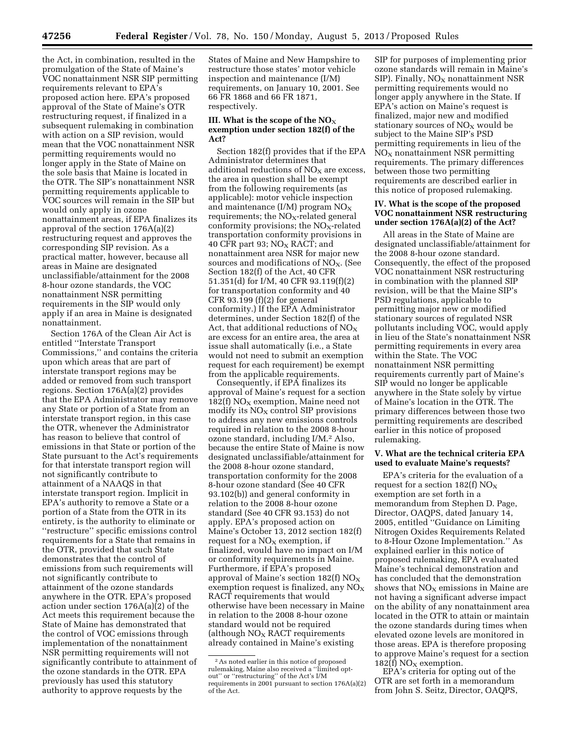the Act, in combination, resulted in the promulgation of the State of Maine's VOC nonattainment NSR SIP permitting requirements relevant to EPA's proposed action here. EPA's proposed approval of the State of Maine's OTR restructuring request, if finalized in a subsequent rulemaking in combination with action on a SIP revision, would mean that the VOC nonattainment NSR permitting requirements would no longer apply in the State of Maine on the sole basis that Maine is located in the OTR. The SIP's nonattainment NSR permitting requirements applicable to VOC sources will remain in the SIP but would only apply in ozone nonattainment areas, if EPA finalizes its approval of the section 176A(a)(2) restructuring request and approves the corresponding SIP revision. As a practical matter, however, because all areas in Maine are designated unclassifiable/attainment for the 2008 8-hour ozone standards, the VOC nonattainment NSR permitting requirements in the SIP would only apply if an area in Maine is designated nonattainment.

Section 176A of the Clean Air Act is entitled ''Interstate Transport Commissions,'' and contains the criteria upon which areas that are part of interstate transport regions may be added or removed from such transport regions. Section 176A(a)(2) provides that the EPA Administrator may remove any State or portion of a State from an interstate transport region, in this case the OTR, whenever the Administrator has reason to believe that control of emissions in that State or portion of the State pursuant to the Act's requirements for that interstate transport region will not significantly contribute to attainment of a NAAQS in that interstate transport region. Implicit in EPA's authority to remove a State or a portion of a State from the OTR in its entirety, is the authority to eliminate or ''restructure'' specific emissions control requirements for a State that remains in the OTR, provided that such State demonstrates that the control of emissions from such requirements will not significantly contribute to attainment of the ozone standards anywhere in the OTR. EPA's proposed action under section 176A(a)(2) of the Act meets this requirement because the State of Maine has demonstrated that the control of VOC emissions through implementation of the nonattainment NSR permitting requirements will not significantly contribute to attainment of the ozone standards in the OTR. EPA previously has used this statutory authority to approve requests by the States of Maine and New Hampshire to restructure those states' motor vehicle inspection and maintenance (I/M) requirements, on January 10, 2001. See 66 FR 1868 and 66 FR 1871, respectively.

## III. What is the scope of the $NO_X$ exemption under section 182(f) of the Act?

Section 182(f) provides that if the EPA Administrator determines that additional reductions of $NO_X$ are excess, the area in question shall be exempt from the following requirements (as applicable): motor vehicle inspection and maintenance (I/M) program $NO_X$ requirements; the $NO_X$-related general conformity provisions; the $NO_X$-related transportation conformity provisions in 40 CFR part 93; $NO_X$ RACT; and nonattainment area NSR for major new sources and modifications of $NO_X$. (See Section 182(f) of the Act, 40 CFR 51.351(d) for I/M, 40 CFR 93.119(f)(2) for transportation conformity and 40 CFR 93.199 (f)(2) for general conformity.) If the EPA Administrator determines, under Section 182(f) of the Act, that additional reductions of $NO_X$ are excess for an entire area, the area at issue shall automatically (i.e., a State would not need to submit an exemption request for each requirement) be exempt from the applicable requirements.

Consequently, if EPA finalizes its approval of Maine's request for a section 182(f) $NO_X$ exemption, Maine need not modify its $NO_X$ control SIP provisions to address any new emissions controls required in relation to the 2008 8-hour ozone standard, including I/M.[2] Also, because the entire State of Maine is now designated unclassifiable/attainment for the 2008 8-hour ozone standard, transportation conformity for the 2008 8-hour ozone standard (See 40 CFR 93.102(b)) and general conformity in relation to the 2008 8-hour ozone standard (See 40 CFR 93.153) do not apply. EPA's proposed action on Maine's October 13, 2012 section 182(f) request for a $NO_X$ exemption, if finalized, would have no impact on I/M or conformity requirements in Maine. Furthermore, if EPA's proposed approval of Maine's section 182(f) $NO_X$ exemption request is finalized, any $NO_X$ RACT requirements that would otherwise have been necessary in Maine in relation to the 2008 8-hour ozone standard would not be required (although $NO_X$ RACT requirements already contained in Maine's existing SIP for purposes of implementing prior ozone standards will remain in Maine's SIP). Finally, $NO_X$ nonattainment NSR permitting requirements would no longer apply anywhere in the State. If EPA's action on Maine's request is finalized, major new and modified stationary sources of $NO_X$ would be subject to the Maine SIP's PSD permitting requirements in lieu of the $NO_X$ nonattainment NSR permitting requirements. The primary differences between those two permitting requirements are described earlier in this notice of proposed rulemaking.

## IV. What is the scope of the proposed VOC nonattainment NSR restructuring under section 176A(a)(2) of the Act?

All areas in the State of Maine are designated unclassifiable/attainment for the 2008 8-hour ozone standard. Consequently, the effect of the proposed VOC nonattainment NSR restructuring in combination with the planned SIP revision, will be that the Maine SIP's PSD regulations, applicable to permitting major new or modified stationary sources of regulated NSR pollutants including VOC, would apply in lieu of the State's nonattainment NSR permitting requirements in every area within the State. The VOC nonattainment NSR permitting requirements currently part of Maine's SIP would no longer be applicable anywhere in the State solely by virtue of Maine's location in the OTR. The primary differences between those two permitting requirements are described earlier in this notice of proposed rulemaking.

## V. What are the technical criteria EPA used to evaluate Maine's requests?

EPA's criteria for the evaluation of a request for a section 182(f) $NO_X$ exemption are set forth in a memorandum from Stephen D. Page, Director, OAQPS, dated January 14, 2005, entitled ''Guidance on Limiting Nitrogen Oxides Requirements Related to 8-Hour Ozone Implementation.'' As explained earlier in this notice of proposed rulemaking, EPA evaluated Maine's technical demonstration and has concluded that the demonstration shows that $NO_X$ emissions in Maine are not having a significant adverse impact on the ability of any nonattainment area located in the OTR to attain or maintain the ozone standards during times when elevated ozone levels are monitored in those areas. EPA is therefore proposing to approve Maine's request for a section 182(f) $NO_X$ exemption.

EPA's criteria for opting out of the OTR are set forth in a memorandum from John S. Seitz, Director, OAQPS,

---

[2] As noted earlier in this notice of proposed rulemaking, Maine also received a ''limited opt-out'' or ''restructuring'' of the Act's I/M requirements in 2001 pursuant to section 176A(a)(2) of the Act.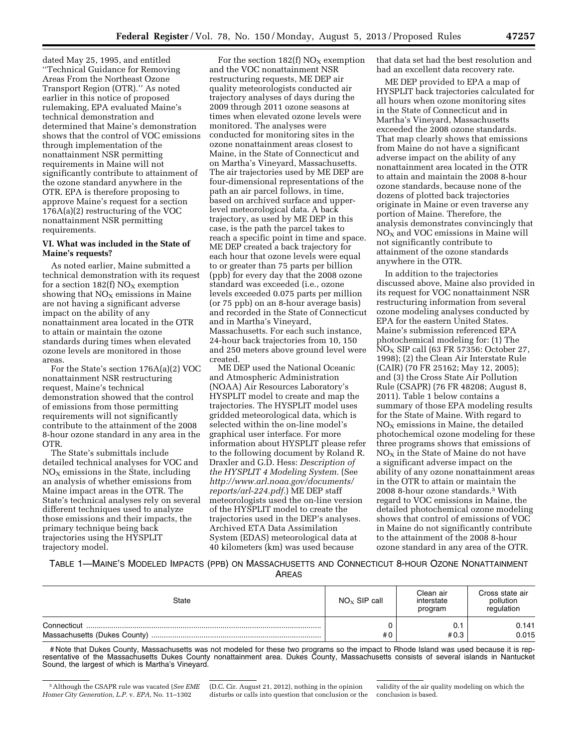dated May 25, 1995, and entitled ''Technical Guidance for Removing Areas From the Northeast Ozone Transport Region (OTR).'' As noted earlier in this notice of proposed rulemaking, EPA evaluated Maine's technical demonstration and determined that Maine's demonstration shows that the control of VOC emissions through implementation of the nonattainment NSR permitting requirements in Maine will not significantly contribute to attainment of the ozone standard anywhere in the OTR. EPA is therefore proposing to approve Maine's request for a section 176A(a)(2) restructuring of the VOC nonattainment NSR permitting requirements.

## VI. What was included in the State of Maine's requests?

As noted earlier, Maine submitted a technical demonstration with its request for a section 182(f) $NO_X$ exemption showing that $NO_X$ emissions in Maine are not having a significant adverse impact on the ability of any nonattainment area located in the OTR to attain or maintain the ozone standards during times when elevated ozone levels are monitored in those areas.

For the State's section 176A(a)(2) VOC nonattainment NSR restructuring request, Maine's technical demonstration showed that the control of emissions from those permitting requirements will not significantly contribute to the attainment of the 2008 8-hour ozone standard in any area in the OTR.

The State's submittals include detailed technical analyses for VOC and $NO_X$ emissions in the State, including an analysis of whether emissions from Maine impact areas in the OTR. The State's technical analyses rely on several different techniques used to analyze those emissions and their impacts, the primary technique being back trajectories using the HYSPLIT trajectory model.

For the section 182(f) $NO_X$ exemption and the VOC nonattainment NSR restructuring requests, ME DEP air quality meteorologists conducted air trajectory analyses of days during the 2009 through 2011 ozone seasons at times when elevated ozone levels were monitored. The analyses were conducted for monitoring sites in the ozone nonattainment areas closest to Maine, in the State of Connecticut and on Martha's Vineyard, Massachusetts. The air trajectories used by ME DEP are four-dimensional representations of the path an air parcel follows, in time, based on archived surface and upper-level meteorological data. A back trajectory, as used by ME DEP in this case, is the path the parcel takes to reach a specific point in time and space. ME DEP created a back trajectory for each hour that ozone levels were equal to or greater than 75 parts per billion (ppb) for every day that the 2008 ozone standard was exceeded (i.e., ozone levels exceeded 0.075 parts per million (or 75 ppb) on an 8-hour average basis) and recorded in the State of Connecticut and in Martha's Vineyard, Massachusetts. For each such instance, 24-hour back trajectories from 10, 150 and 250 meters above ground level were created.

ME DEP used the National Oceanic and Atmospheric Administration (NOAA) Air Resources Laboratory's HYSPLIT model to create and map the trajectories. The HYSPLIT model uses gridded meteorological data, which is selected within the on-line model's graphical user interface. For more information about HYSPLIT please refer to the following document by Roland R. Draxler and G.D. Hess: *Description of the HYSPLIT 4 Modeling System.* (See *http://www.arl.noaa.gov/documents/reports/arl-224.pdf.*) ME DEP staff meteorologists used the on-line version of the HYSPLIT model to create the trajectories used in the DEP's analyses. Archived ETA Data Assimilation System (EDAS) meteorological data at 40 kilometers (km) was used because that data set had the best resolution and had an excellent data recovery rate.

ME DEP provided to EPA a map of HYSPLIT back trajectories calculated for all hours when ozone monitoring sites in the State of Connecticut and in Martha's Vineyard, Massachusetts exceeded the 2008 ozone standards. That map clearly shows that emissions from Maine do not have a significant adverse impact on the ability of any nonattainment area located in the OTR to attain and maintain the 2008 8-hour ozone standards, because none of the dozens of plotted back trajectories originate in Maine or even traverse any portion of Maine. Therefore, the analysis demonstrates convincingly that $NO_X$ and VOC emissions in Maine will not significantly contribute to attainment of the ozone standards anywhere in the OTR.

In addition to the trajectories discussed above, Maine also provided in its request for VOC nonattainment NSR restructuring information from several ozone modeling analyses conducted by EPA for the eastern United States. Maine's submission referenced EPA photochemical modeling for: (1) The $NO_X$ SIP call (63 FR 57356: October 27, 1998); (2) the Clean Air Interstate Rule (CAIR) (70 FR 25162; May 12, 2005); and (3) the Cross State Air Pollution Rule (CSAPR) (76 FR 48208; August 8, 2011). Table 1 below contains a summary of those EPA modeling results for the State of Maine. With regard to $NO_X$ emissions in Maine, the detailed photochemical ozone modeling for these three programs shows that emissions of $NO_X$ in the State of Maine do not have a significant adverse impact on the ability of any ozone nonattainment areas in the OTR to attain or maintain the 2008 8-hour ozone standards.[3] With regard to VOC emissions in Maine, the detailed photochemical ozone modeling shows that control of emissions of VOC in Maine do not significantly contribute to the attainment of the 2008 8-hour ozone standard in any area of the OTR.

TABLE 1—MAINE'S MODELED IMPACTS (PPB) ON MASSACHUSETTS AND CONNECTICUT 8-HOUR OZONE NONATTAINMENT AREAS

| State | $NO_X$ SIP call | Clean air interstate program | Cross state air pollution regulation |
|---|---|---|---|
| Connecticut | 0 | 0.1 | 0.141 |
| Massachusetts (Dukes County) | # 0 | # 0.3 | 0.015 |

# Note that Dukes County, Massachusetts was not modeled for these two programs so the impact to Rhode Island was used because it is representative of the Massachusetts Dukes County nonattainment area. Dukes County, Massachusetts consists of several islands in Nantucket Sound, the largest of which is Martha's Vineyard.

[3] Although the CSAPR rule was vacated (*See EME Homer City Generation, L.P.* v. *EPA,* No. 11–1302 (D.C. Cir. August 21, 2012), nothing in the opinion disturbs or calls into question that conclusion or the validity of the air quality modeling on which the conclusion is based.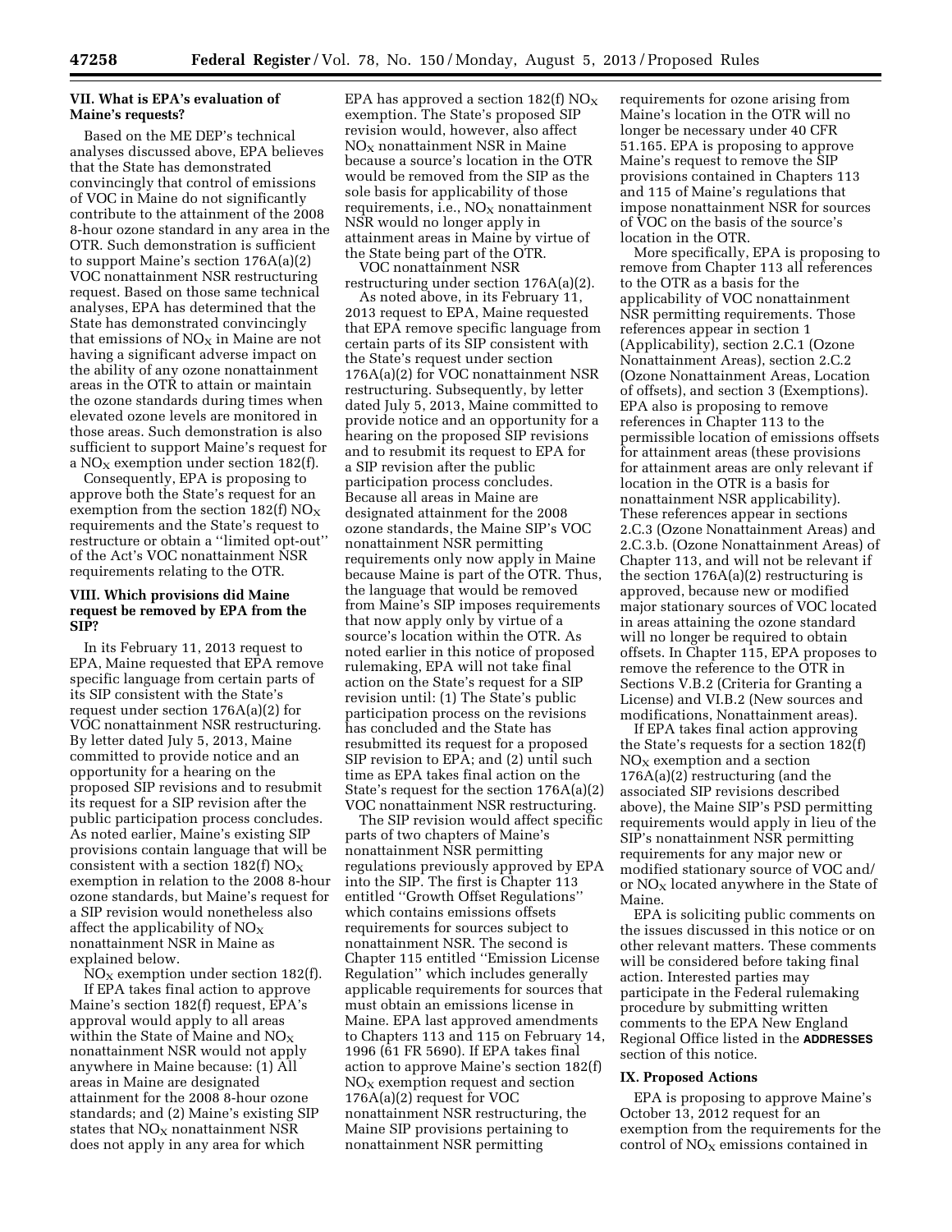### VII. What is EPA's evaluation of Maine's requests?

Based on the ME DEP's technical analyses discussed above, EPA believes that the State has demonstrated convincingly that control of emissions of VOC in Maine do not significantly contribute to the attainment of the 2008 8-hour ozone standard in any area in the OTR. Such demonstration is sufficient to support Maine's section 176A(a)(2) VOC nonattainment NSR restructuring request. Based on those same technical analyses, EPA has determined that the State has demonstrated convincingly that emissions of $NO_X$ in Maine are not having a significant adverse impact on the ability of any ozone nonattainment areas in the OTR to attain or maintain the ozone standards during times when elevated ozone levels are monitored in those areas. Such demonstration is also sufficient to support Maine's request for a $NO_X$ exemption under section 182(f).

Consequently, EPA is proposing to approve both the State's request for an exemption from the section 182(f) $NO_X$ requirements and the State's request to restructure or obtain a ''limited opt-out'' of the Act's VOC nonattainment NSR requirements relating to the OTR.

### VIII. Which provisions did Maine request be removed by EPA from the SIP?

In its February 11, 2013 request to EPA, Maine requested that EPA remove specific language from certain parts of its SIP consistent with the State's request under section 176A(a)(2) for VOC nonattainment NSR restructuring. By letter dated July 5, 2013, Maine committed to provide notice and an opportunity for a hearing on the proposed SIP revisions and to resubmit its request for a SIP revision after the public participation process concludes. As noted earlier, Maine's existing SIP provisions contain language that will be consistent with a section 182(f) $NO_X$ exemption in relation to the 2008 8-hour ozone standards, but Maine's request for a SIP revision would nonetheless also affect the applicability of $NO_X$ nonattainment NSR in Maine as explained below.

$NO_X$ exemption under section 182(f).

If EPA takes final action to approve Maine's section 182(f) request, EPA's approval would apply to all areas within the State of Maine and $NO_X$ nonattainment NSR would not apply anywhere in Maine because: (1) All areas in Maine are designated attainment for the 2008 8-hour ozone standards; and (2) Maine's existing SIP states that $NO_X$ nonattainment NSR does not apply in any area for which EPA has approved a section 182(f) $NO_X$ exemption. The State's proposed SIP revision would, however, also affect $NO_X$ nonattainment NSR in Maine because a source's location in the OTR would be removed from the SIP as the sole basis for applicability of those requirements, i.e., $NO_X$ nonattainment NSR would no longer apply in attainment areas in Maine by virtue of the State being part of the OTR.

VOC nonattainment NSR restructuring under section 176A(a)(2).

As noted above, in its February 11, 2013 request to EPA, Maine requested that EPA remove specific language from certain parts of its SIP consistent with the State's request under section 176A(a)(2) for VOC nonattainment NSR restructuring. Subsequently, by letter dated July 5, 2013, Maine committed to provide notice and an opportunity for a hearing on the proposed SIP revisions and to resubmit its request to EPA for a SIP revision after the public participation process concludes. Because all areas in Maine are designated attainment for the 2008 ozone standards, the Maine SIP's VOC nonattainment NSR permitting requirements only now apply in Maine because Maine is part of the OTR. Thus, the language that would be removed from Maine's SIP imposes requirements that now apply only by virtue of a source's location within the OTR. As noted earlier in this notice of proposed rulemaking, EPA will not take final action on the State's request for a SIP revision until: (1) The State's public participation process on the revisions has concluded and the State has resubmitted its request for a proposed SIP revision to EPA; and (2) until such time as EPA takes final action on the State's request for the section 176A(a)(2) VOC nonattainment NSR restructuring.

The SIP revision would affect specific parts of two chapters of Maine's nonattainment NSR permitting regulations previously approved by EPA into the SIP. The first is Chapter 113 entitled ''Growth Offset Regulations'' which contains emissions offsets requirements for sources subject to nonattainment NSR. The second is Chapter 115 entitled ''Emission License Regulation'' which includes generally applicable requirements for sources that must obtain an emissions license in Maine. EPA last approved amendments to Chapters 113 and 115 on February 14, 1996 (61 FR 5690). If EPA takes final action to approve Maine's section 182(f) $NO_X$ exemption request and section 176A(a)(2) request for VOC nonattainment NSR restructuring, the Maine SIP provisions pertaining to nonattainment NSR permitting requirements for ozone arising from Maine's location in the OTR will no longer be necessary under 40 CFR 51.165. EPA is proposing to approve Maine's request to remove the SIP provisions contained in Chapters 113 and 115 of Maine's regulations that impose nonattainment NSR for sources of VOC on the basis of the source's location in the OTR.

More specifically, EPA is proposing to remove from Chapter 113 all references to the OTR as a basis for the applicability of VOC nonattainment NSR permitting requirements. Those references appear in section 1 (Applicability), section 2.C.1 (Ozone Nonattainment Areas), section 2.C.2 (Ozone Nonattainment Areas, Location of offsets), and section 3 (Exemptions). EPA also is proposing to remove references in Chapter 113 to the permissible location of emissions offsets for attainment areas (these provisions for attainment areas are only relevant if location in the OTR is a basis for nonattainment NSR applicability). These references appear in sections 2.C.3 (Ozone Nonattainment Areas) and 2.C.3.b. (Ozone Nonattainment Areas) of Chapter 113, and will not be relevant if the section 176A(a)(2) restructuring is approved, because new or modified major stationary sources of VOC located in areas attaining the ozone standard will no longer be required to obtain offsets. In Chapter 115, EPA proposes to remove the reference to the OTR in Sections V.B.2 (Criteria for Granting a License) and VI.B.2 (New sources and modifications, Nonattainment areas).

If EPA takes final action approving the State's requests for a section 182(f) $NO_X$ exemption and a section 176A(a)(2) restructuring (and the associated SIP revisions described above), the Maine SIP's PSD permitting requirements would apply in lieu of the SIP's nonattainment NSR permitting requirements for any major new or modified stationary source of VOC and/or $NO_X$ located anywhere in the State of Maine.

EPA is soliciting public comments on the issues discussed in this notice or on other relevant matters. These comments will be considered before taking final action. Interested parties may participate in the Federal rulemaking procedure by submitting written comments to the EPA New England Regional Office listed in the **ADDRESSES** section of this notice.

### IX. Proposed Actions

EPA is proposing to approve Maine's October 13, 2012 request for an exemption from the requirements for the control of $NO_X$ emissions contained in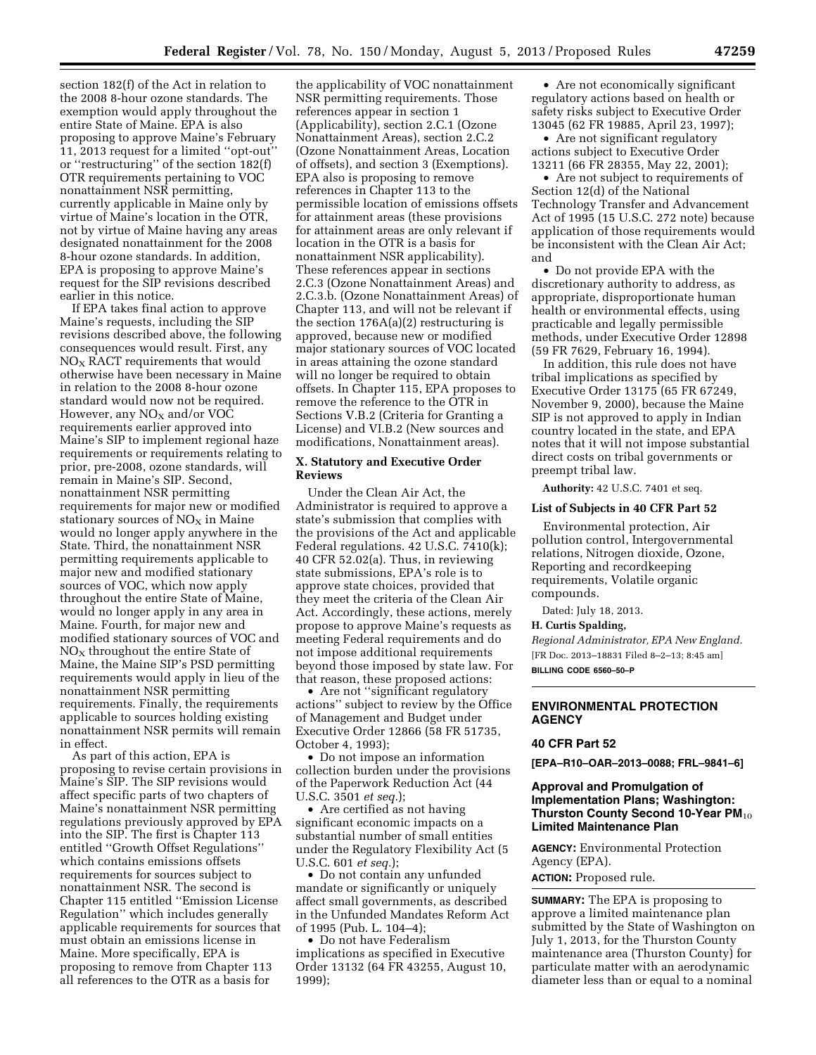section 182(f) of the Act in relation to the 2008 8-hour ozone standards. The exemption would apply throughout the entire State of Maine. EPA is also proposing to approve Maine's February 11, 2013 request for a limited ''opt-out'' or ''restructuring'' of the section 182(f) OTR requirements pertaining to VOC nonattainment NSR permitting, currently applicable in Maine only by virtue of Maine's location in the OTR, not by virtue of Maine having any areas designated nonattainment for the 2008 8-hour ozone standards. In addition, EPA is proposing to approve Maine's request for the SIP revisions described earlier in this notice.

If EPA takes final action to approve Maine's requests, including the SIP revisions described above, the following consequences would result. First, any $NO_X$ RACT requirements that would otherwise have been necessary in Maine in relation to the 2008 8-hour ozone standard would now not be required. However, any $NO_X$ and/or VOC requirements earlier approved into Maine's SIP to implement regional haze requirements or requirements relating to prior, pre-2008, ozone standards, will remain in Maine's SIP. Second, nonattainment NSR permitting requirements for major new or modified stationary sources of $NO_X$ in Maine would no longer apply anywhere in the State. Third, the nonattainment NSR permitting requirements applicable to major new and modified stationary sources of VOC, which now apply throughout the entire State of Maine, would no longer apply in any area in Maine. Fourth, for major new and modified stationary sources of VOC and $NO_X$ throughout the entire State of Maine, the Maine SIP's PSD permitting requirements would apply in lieu of the nonattainment NSR permitting requirements. Finally, the requirements applicable to sources holding existing nonattainment NSR permits will remain in effect.

As part of this action, EPA is proposing to revise certain provisions in Maine's SIP. The SIP revisions would affect specific parts of two chapters of Maine's nonattainment NSR permitting regulations previously approved by EPA into the SIP. The first is Chapter 113 entitled ''Growth Offset Regulations'' which contains emissions offsets requirements for sources subject to nonattainment NSR. The second is Chapter 115 entitled ''Emission License Regulation'' which includes generally applicable requirements for sources that must obtain an emissions license in Maine. More specifically, EPA is proposing to remove from Chapter 113 all references to the OTR as a basis for the applicability of VOC nonattainment NSR permitting requirements. Those references appear in section 1 (Applicability), section 2.C.1 (Ozone Nonattainment Areas), section 2.C.2 (Ozone Nonattainment Areas, Location of offsets), and section 3 (Exemptions). EPA also is proposing to remove references in Chapter 113 to the permissible location of emissions offsets for attainment areas (these provisions for attainment areas are only relevant if location in the OTR is a basis for nonattainment NSR applicability). These references appear in sections 2.C.3 (Ozone Nonattainment Areas) and 2.C.3.b. (Ozone Nonattainment Areas) of Chapter 113, and will not be relevant if the section 176A(a)(2) restructuring is approved, because new or modified major stationary sources of VOC located in areas attaining the ozone standard will no longer be required to obtain offsets. In Chapter 115, EPA proposes to remove the reference to the OTR in Sections V.B.2 (Criteria for Granting a License) and VI.B.2 (New sources and modifications, Nonattainment areas).

## X. Statutory and Executive Order Reviews

Under the Clean Air Act, the Administrator is required to approve a state's submission that complies with the provisions of the Act and applicable Federal regulations. 42 U.S.C. 7410(k); 40 CFR 52.02(a). Thus, in reviewing state submissions, EPA's role is to approve state choices, provided that they meet the criteria of the Clean Air Act. Accordingly, these actions, merely propose to approve Maine's requests as meeting Federal requirements and do not impose additional requirements beyond those imposed by state law. For that reason, these proposed actions:

- Are not ''significant regulatory actions'' subject to review by the Office of Management and Budget under Executive Order 12866 (58 FR 51735, October 4, 1993);
- Do not impose an information collection burden under the provisions of the Paperwork Reduction Act (44 U.S.C. 3501 *et seq.*);
- Are certified as not having significant economic impacts on a substantial number of small entities under the Regulatory Flexibility Act (5 U.S.C. 601 *et seq.*);
- Do not contain any unfunded mandate or significantly or uniquely affect small governments, as described in the Unfunded Mandates Reform Act of 1995 (Pub. L. 104–4);
- Do not have Federalism implications as specified in Executive Order 13132 (64 FR 43255, August 10, 1999);
- Are not economically significant regulatory actions based on health or safety risks subject to Executive Order 13045 (62 FR 19885, April 23, 1997);
- Are not significant regulatory actions subject to Executive Order 13211 (66 FR 28355, May 22, 2001);
- Are not subject to requirements of Section 12(d) of the National Technology Transfer and Advancement Act of 1995 (15 U.S.C. 272 note) because application of those requirements would be inconsistent with the Clean Air Act; and
- Do not provide EPA with the discretionary authority to address, as appropriate, disproportionate human health or environmental effects, using practicable and legally permissible methods, under Executive Order 12898 (59 FR 7629, February 16, 1994).

In addition, this rule does not have tribal implications as specified by Executive Order 13175 (65 FR 67249, November 9, 2000), because the Maine SIP is not approved to apply in Indian country located in the state, and EPA notes that it will not impose substantial direct costs on tribal governments or preempt tribal law.

**Authority:** 42 U.S.C. 7401 et seq.

### List of Subjects in 40 CFR Part 52

Environmental protection, Air pollution control, Intergovernmental relations, Nitrogen dioxide, Ozone, Reporting and recordkeeping requirements, Volatile organic compounds.

Dated: July 18, 2013.

**H. Curtis Spalding,**

*Regional Administrator, EPA New England.*

[FR Doc. 2013–18831 Filed 8–2–13; 8:45 am]

**BILLING CODE 6560–50–P**

---

## ENVIRONMENTAL PROTECTION AGENCY

### 40 CFR Part 52

**[EPA–R10–OAR–2013–0088; FRL–9841–6]**

### Approval and Promulgation of Implementation Plans; Washington: Thurston County Second 10-Year $PM_{10}$ Limited Maintenance Plan

**AGENCY:** Environmental Protection Agency (EPA).

**ACTION:** Proposed rule.

**SUMMARY:** The EPA is proposing to approve a limited maintenance plan submitted by the State of Washington on July 1, 2013, for the Thurston County maintenance area (Thurston County) for particulate matter with an aerodynamic diameter less than or equal to a nominal